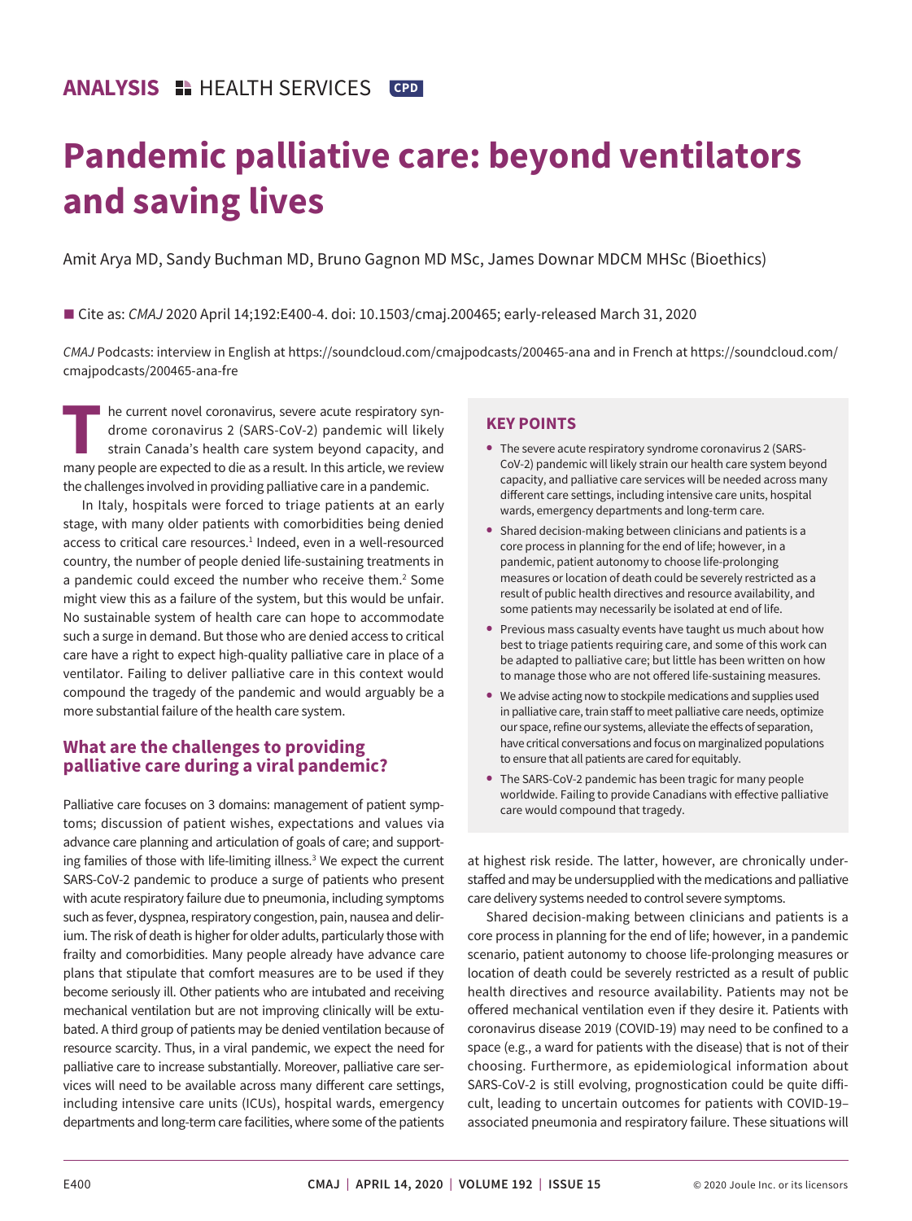ANALYSIS HEALTH SERVICES CPD

# Pandemic palliative care: beyond ventilators and saving lives

Amit Arya MD, Sandy Buchman MD, Bruno Gagnon MD MSc, James Downar MDCM MHSc (Bioethics)

■ Cite as: *CMAJ* 2020 April 14;192:E400-4. doi: 10.1503/cmaj.200465; early-released March 31, 2020

*CMAJ* Podcasts: interview in English at https://soundcloud.com/cmajpodcasts/200465-ana and in French at https://soundcloud.com/cmajpodcasts/200465-ana-fre

The current novel coronavirus, severe acute respiratory syndrome coronavirus 2 (SARS-CoV-2) pandemic will likely strain Canada's health care system beyond capacity, and many people are expected to die as a result. In this article, we review the challenges involved in providing palliative care in a pandemic.

In Italy, hospitals were forced to triage patients at an early stage, with many older patients with comorbidities being denied access to critical care resources.[1] Indeed, even in a well-resourced country, the number of people denied life-sustaining treatments in a pandemic could exceed the number who receive them.[2] Some might view this as a failure of the system, but this would be unfair. No sustainable system of health care can hope to accommodate such a surge in demand. But those who are denied access to critical care have a right to expect high-quality palliative care in place of a ventilator. Failing to deliver palliative care in this context would compound the tragedy of the pandemic and would arguably be a more substantial failure of the health care system.

## KEY POINTS

- The severe acute respiratory syndrome coronavirus 2 (SARS-CoV-2) pandemic will likely strain our health care system beyond capacity, and palliative care services will be needed across many different care settings, including intensive care units, hospital wards, emergency departments and long-term care.
- Shared decision-making between clinicians and patients is a core process in planning for the end of life; however, in a pandemic, patient autonomy to choose life-prolonging measures or location of death could be severely restricted as a result of public health directives and resource availability, and some patients may necessarily be isolated at end of life.
- Previous mass casualty events have taught us much about how best to triage patients requiring care, and some of this work can be adapted to palliative care; but little has been written on how to manage those who are not offered life-sustaining measures.
- We advise acting now to stockpile medications and supplies used in palliative care, train staff to meet palliative care needs, optimize our space, refine our systems, alleviate the effects of separation, have critical conversations and focus on marginalized populations to ensure that all patients are cared for equitably.
- The SARS-CoV-2 pandemic has been tragic for many people worldwide. Failing to provide Canadians with effective palliative care would compound that tragedy.

## What are the challenges to providing palliative care during a viral pandemic?

Palliative care focuses on 3 domains: management of patient symptoms; discussion of patient wishes, expectations and values via advance care planning and articulation of goals of care; and supporting families of those with life-limiting illness.[3] We expect the current SARS-CoV-2 pandemic to produce a surge of patients who present with acute respiratory failure due to pneumonia, including symptoms such as fever, dyspnea, respiratory congestion, pain, nausea and delirium. The risk of death is higher for older adults, particularly those with frailty and comorbidities. Many people already have advance care plans that stipulate that comfort measures are to be used if they become seriously ill. Other patients who are intubated and receiving mechanical ventilation but are not improving clinically will be extubated. A third group of patients may be denied ventilation because of resource scarcity. Thus, in a viral pandemic, we expect the need for palliative care to increase substantially. Moreover, palliative care services will need to be available across many different care settings, including intensive care units (ICUs), hospital wards, emergency departments and long-term care facilities, where some of the patients at highest risk reside. The latter, however, are chronically understaffed and may be undersupplied with the medications and palliative care delivery systems needed to control severe symptoms.

Shared decision-making between clinicians and patients is a core process in planning for the end of life; however, in a pandemic scenario, patient autonomy to choose life-prolonging measures or location of death could be severely restricted as a result of public health directives and resource availability. Patients may not be offered mechanical ventilation even if they desire it. Patients with coronavirus disease 2019 (COVID-19) may need to be confined to a space (e.g., a ward for patients with the disease) that is not of their choosing. Furthermore, as epidemiological information about SARS-CoV-2 is still evolving, prognostication could be quite difficult, leading to uncertain outcomes for patients with COVID-19–associated pneumonia and respiratory failure. These situations will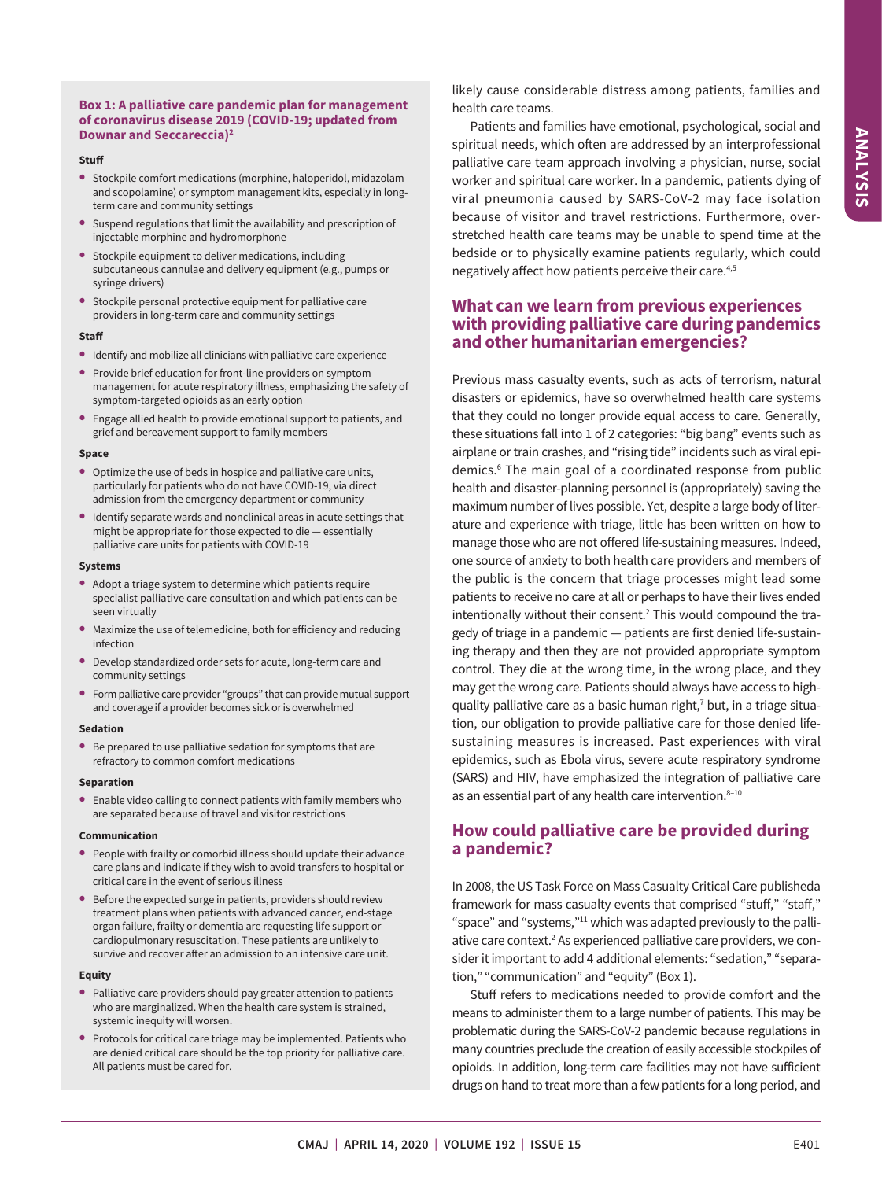### Box 1: A palliative care pandemic plan for management of coronavirus disease 2019 (COVID-19; updated from Downar and Seccareccia)[2]

**Stuff**

- Stockpile comfort medications (morphine, haloperidol, midazolam and scopolamine) or symptom management kits, especially in long-term care and community settings
- Suspend regulations that limit the availability and prescription of injectable morphine and hydromorphone
- Stockpile equipment to deliver medications, including subcutaneous cannulae and delivery equipment (e.g., pumps or syringe drivers)
- Stockpile personal protective equipment for palliative care providers in long-term care and community settings

**Staff**

- Identify and mobilize all clinicians with palliative care experience
- Provide brief education for front-line providers on symptom management for acute respiratory illness, emphasizing the safety of symptom-targeted opioids as an early option
- Engage allied health to provide emotional support to patients, and grief and bereavement support to family members

**Space**

- Optimize the use of beds in hospice and palliative care units, particularly for patients who do not have COVID-19, via direct admission from the emergency department or community
- Identify separate wards and nonclinical areas in acute settings that might be appropriate for those expected to die — essentially palliative care units for patients with COVID-19

**Systems**

- Adopt a triage system to determine which patients require specialist palliative care consultation and which patients can be seen virtually
- Maximize the use of telemedicine, both for efficiency and reducing infection
- Develop standardized order sets for acute, long-term care and community settings
- Form palliative care provider "groups" that can provide mutual support and coverage if a provider becomes sick or is overwhelmed

**Sedation**

- Be prepared to use palliative sedation for symptoms that are refractory to common comfort medications

**Separation**

- Enable video calling to connect patients with family members who are separated because of travel and visitor restrictions

**Communication**

- People with frailty or comorbid illness should update their advance care plans and indicate if they wish to avoid transfers to hospital or critical care in the event of serious illness
- Before the expected surge in patients, providers should review treatment plans when patients with advanced cancer, end-stage organ failure, frailty or dementia are requesting life support or cardiopulmonary resuscitation. These patients are unlikely to survive and recover after an admission to an intensive care unit.

**Equity**

- Palliative care providers should pay greater attention to patients who are marginalized. When the health care system is strained, systemic inequity will worsen.
- Protocols for critical care triage may be implemented. Patients who are denied critical care should be the top priority for palliative care. All patients must be cared for.

likely cause considerable distress among patients, families and health care teams.

Patients and families have emotional, psychological, social and spiritual needs, which often are addressed by an interprofessional palliative care team approach involving a physician, nurse, social worker and spiritual care worker. In a pandemic, patients dying of viral pneumonia caused by SARS-CoV-2 may face isolation because of visitor and travel restrictions. Furthermore, overstretched health care teams may be unable to spend time at the bedside or to physically examine patients regularly, which could negatively affect how patients perceive their care.[4,5]

## What can we learn from previous experiences with providing palliative care during pandemics and other humanitarian emergencies?

Previous mass casualty events, such as acts of terrorism, natural disasters or epidemics, have so overwhelmed health care systems that they could no longer provide equal access to care. Generally, these situations fall into 1 of 2 categories: "big bang" events such as airplane or train crashes, and "rising tide" incidents such as viral epidemics.[6] The main goal of a coordinated response from public health and disaster-planning personnel is (appropriately) saving the maximum number of lives possible. Yet, despite a large body of literature and experience with triage, little has been written on how to manage those who are not offered life-sustaining measures. Indeed, one source of anxiety to both health care providers and members of the public is the concern that triage processes might lead some patients to receive no care at all or perhaps to have their lives ended intentionally without their consent.[2] This would compound the tragedy of triage in a pandemic — patients are first denied life-sustaining therapy and then they are not provided appropriate symptom control. They die at the wrong time, in the wrong place, and they may get the wrong care. Patients should always have access to high-quality palliative care as a basic human right,[7] but, in a triage situation, our obligation to provide palliative care for those denied life-sustaining measures is increased. Past experiences with viral epidemics, such as Ebola virus, severe acute respiratory syndrome (SARS) and HIV, have emphasized the integration of palliative care as an essential part of any health care intervention.[8–10]

## How could palliative care be provided during a pandemic?

In 2008, the US Task Force on Mass Casualty Critical Care publisheda framework for mass casualty events that comprised "stuff," "staff," "space" and "systems,"[11] which was adapted previously to the palliative care context.[2] As experienced palliative care providers, we consider it important to add 4 additional elements: "sedation," "separation," "communication" and "equity" (Box 1).

Stuff refers to medications needed to provide comfort and the means to administer them to a large number of patients. This may be problematic during the SARS-CoV-2 pandemic because regulations in many countries preclude the creation of easily accessible stockpiles of opioids. In addition, long-term care facilities may not have sufficient drugs on hand to treat more than a few patients for a long period, and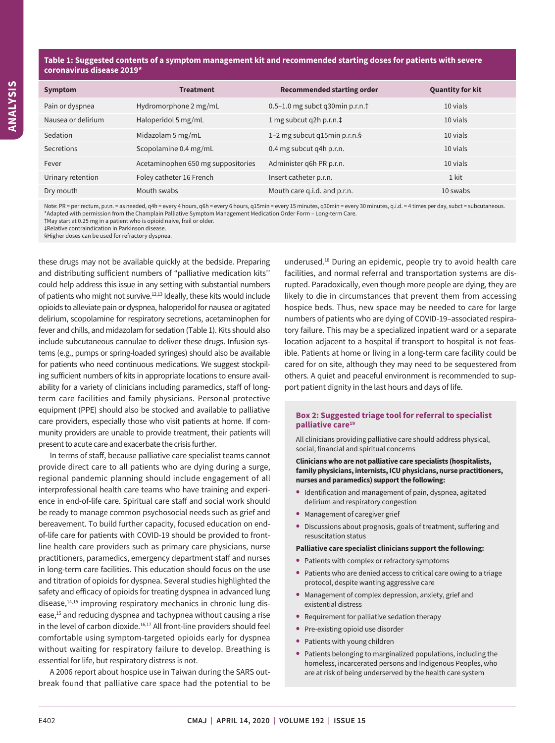**Table 1: Suggested contents of a symptom management kit and recommended starting doses for patients with severe coronavirus disease 2019***

| Symptom | Treatment | Recommended starting order | Quantity for kit |
|---|---|---|---|
| Pain or dyspnea | Hydromorphone 2 mg/mL | 0.5–1.0 mg subct q30min p.r.n.† | 10 vials |
| Nausea or delirium | Haloperidol 5 mg/mL | 1 mg subcut q2h p.r.n.‡ | 10 vials |
| Sedation | Midazolam 5 mg/mL | 1–2 mg subcut q15min p.r.n.§ | 10 vials |
| Secretions | Scopolamine 0.4 mg/mL | 0.4 mg subcut q4h p.r.n. | 10 vials |
| Fever | Acetaminophen 650 mg suppositories | Administer q6h PR p.r.n. | 10 vials |
| Urinary retention | Foley catheter 16 French | Insert catheter p.r.n. | 1 kit |
| Dry mouth | Mouth swabs | Mouth care q.i.d. and p.r.n. | 10 swabs |

Note: PR = per rectum, p.r.n. = as needed, q4h = every 4 hours, q6h = every 6 hours, q15min = every 15 minutes, q30min = every 30 minutes, q.i.d. = 4 times per day, subct = subcutaneous.
*Adapted with permission from the Champlain Palliative Symptom Management Medication Order Form – Long-term Care.
†May start at 0.25 mg in a patient who is opioid naive, frail or older.
‡Relative contraindication in Parkinson disease.
§Higher doses can be used for refractory dyspnea.

these drugs may not be available quickly at the bedside. Preparing and distributing sufficient numbers of "palliative medication kits'' could help address this issue in any setting with substantial numbers of patients who might not survive.[12,13] Ideally, these kits would include opioids to alleviate pain or dyspnea, haloperidol for nausea or agitated delirium, scopolamine for respiratory secretions, acetaminophen for fever and chills, and midazolam for sedation (Table 1). Kits should also include subcutaneous cannulae to deliver these drugs. Infusion systems (e.g., pumps or spring-loaded syringes) should also be available for patients who need continuous medications. We suggest stockpiling sufficient numbers of kits in appropriate locations to ensure availability for a variety of clinicians including paramedics, staff of long-term care facilities and family physicians. Personal protective equipment (PPE) should also be stocked and available to palliative care providers, especially those who visit patients at home. If community providers are unable to provide treatment, their patients will present to acute care and exacerbate the crisis further.

In terms of staff, because palliative care specialist teams cannot provide direct care to all patients who are dying during a surge, regional pandemic planning should include engagement of all interprofessional health care teams who have training and experience in end-of-life care. Spiritual care staff and social work should be ready to manage common psychosocial needs such as grief and bereavement. To build further capacity, focused education on end-of-life care for patients with COVID-19 should be provided to front-line health care providers such as primary care physicians, nurse practitioners, paramedics, emergency department staff and nurses in long-term care facilities. This education should focus on the use and titration of opioids for dyspnea. Several studies highlighted the safety and efficacy of opioids for treating dyspnea in advanced lung disease,[14,15] improving respiratory mechanics in chronic lung disease,[15] and reducing dyspnea and tachypnea without causing a rise in the level of carbon dioxide.[16,17] All front-line providers should feel comfortable using symptom-targeted opioids early for dyspnea without waiting for respiratory failure to develop. Breathing is essential for life, but respiratory distress is not.

A 2006 report about hospice use in Taiwan during the SARS outbreak found that palliative care space had the potential to be underused.[18] During an epidemic, people try to avoid health care facilities, and normal referral and transportation systems are disrupted. Paradoxically, even though more people are dying, they are likely to die in circumstances that prevent them from accessing hospice beds. Thus, new space may be needed to care for large numbers of patients who are dying of COVID-19–associated respiratory failure. This may be a specialized inpatient ward or a separate location adjacent to a hospital if transport to hospital is not feasible. Patients at home or living in a long-term care facility could be cared for on site, although they may need to be sequestered from others. A quiet and peaceful environment is recommended to support patient dignity in the last hours and days of life.

**Box 2: Suggested triage tool for referral to specialist palliative care[19]**

All clinicians providing palliative care should address physical, social, financial and spiritual concerns

**Clinicians who are not palliative care specialists (hospitalists, family physicians, internists, ICU physicians, nurse practitioners, nurses and paramedics) support the following:**

- Identification and management of pain, dyspnea, agitated delirium and respiratory congestion
- Management of caregiver grief
- Discussions about prognosis, goals of treatment, suffering and resuscitation status

**Palliative care specialist clinicians support the following:**

- Patients with complex or refractory symptoms
- Patients who are denied access to critical care owing to a triage protocol, despite wanting aggressive care
- Management of complex depression, anxiety, grief and existential distress
- Requirement for palliative sedation therapy
- Pre-existing opioid use disorder
- Patients with young children
- Patients belonging to marginalized populations, including the homeless, incarcerated persons and Indigenous Peoples, who are at risk of being underserved by the health care system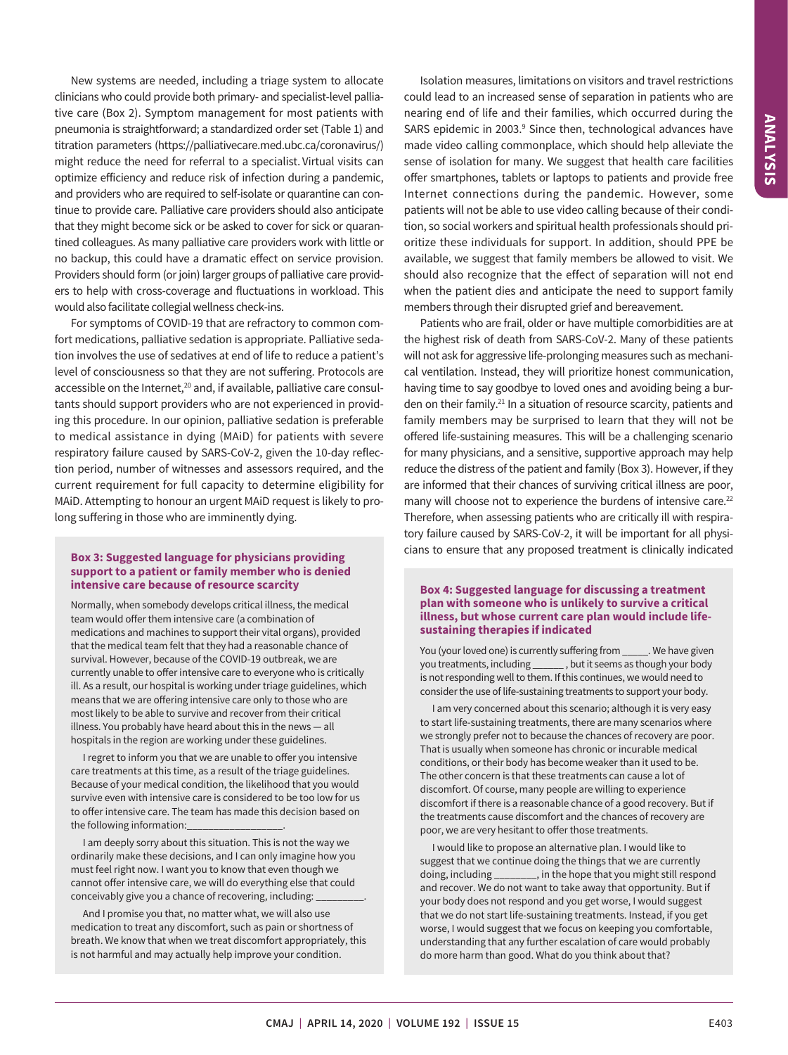New systems are needed, including a triage system to allocate clinicians who could provide both primary- and specialist-level palliative care (Box 2). Symptom management for most patients with pneumonia is straightforward; a standardized order set (Table 1) and titration parameters (https://palliativecare.med.ubc.ca/coronavirus/) might reduce the need for referral to a specialist. Virtual visits can optimize efficiency and reduce risk of infection during a pandemic, and providers who are required to self-isolate or quarantine can continue to provide care. Palliative care providers should also anticipate that they might become sick or be asked to cover for sick or quarantined colleagues. As many palliative care providers work with little or no backup, this could have a dramatic effect on service provision. Providers should form (or join) larger groups of palliative care providers to help with cross-coverage and fluctuations in workload. This would also facilitate collegial wellness check-ins.

For symptoms of COVID-19 that are refractory to common comfort medications, palliative sedation is appropriate. Palliative sedation involves the use of sedatives at end of life to reduce a patient's level of consciousness so that they are not suffering. Protocols are accessible on the Internet,[20] and, if available, palliative care consultants should support providers who are not experienced in providing this procedure. In our opinion, palliative sedation is preferable to medical assistance in dying (MAiD) for patients with severe respiratory failure caused by SARS-CoV-2, given the 10-day reflection period, number of witnesses and assessors required, and the current requirement for full capacity to determine eligibility for MAiD. Attempting to honour an urgent MAiD request is likely to prolong suffering in those who are imminently dying.

### Box 3: Suggested language for physicians providing support to a patient or family member who is denied intensive care because of resource scarcity

Normally, when somebody develops critical illness, the medical team would offer them intensive care (a combination of medications and machines to support their vital organs), provided that the medical team felt that they had a reasonable chance of survival. However, because of the COVID-19 outbreak, we are currently unable to offer intensive care to everyone who is critically ill. As a result, our hospital is working under triage guidelines, which means that we are offering intensive care only to those who are most likely to be able to survive and recover from their critical illness. You probably have heard about this in the news — all hospitals in the region are working under these guidelines.

I regret to inform you that we are unable to offer you intensive care treatments at this time, as a result of the triage guidelines. Because of your medical condition, the likelihood that you would survive even with intensive care is considered to be too low for us to offer intensive care. The team has made this decision based on the following information:__________________.

I am deeply sorry about this situation. This is not the way we ordinarily make these decisions, and I can only imagine how you must feel right now. I want you to know that even though we cannot offer intensive care, we will do everything else that could conceivably give you a chance of recovering, including: _________.

And I promise you that, no matter what, we will also use medication to treat any discomfort, such as pain or shortness of breath. We know that when we treat discomfort appropriately, this is not harmful and may actually help improve your condition.

Isolation measures, limitations on visitors and travel restrictions could lead to an increased sense of separation in patients who are nearing end of life and their families, which occurred during the SARS epidemic in 2003.[9] Since then, technological advances have made video calling commonplace, which should help alleviate the sense of isolation for many. We suggest that health care facilities offer smartphones, tablets or laptops to patients and provide free Internet connections during the pandemic. However, some patients will not be able to use video calling because of their condition, so social workers and spiritual health professionals should prioritize these individuals for support. In addition, should PPE be available, we suggest that family members be allowed to visit. We should also recognize that the effect of separation will not end when the patient dies and anticipate the need to support family members through their disrupted grief and bereavement.

Patients who are frail, older or have multiple comorbidities are at the highest risk of death from SARS-CoV-2. Many of these patients will not ask for aggressive life-prolonging measures such as mechanical ventilation. Instead, they will prioritize honest communication, having time to say goodbye to loved ones and avoiding being a burden on their family.[21] In a situation of resource scarcity, patients and family members may be surprised to learn that they will not be offered life-sustaining measures. This will be a challenging scenario for many physicians, and a sensitive, supportive approach may help reduce the distress of the patient and family (Box 3). However, if they are informed that their chances of surviving critical illness are poor, many will choose not to experience the burdens of intensive care.[22] Therefore, when assessing patients who are critically ill with respiratory failure caused by SARS-CoV-2, it will be important for all physicians to ensure that any proposed treatment is clinically indicated

### Box 4: Suggested language for discussing a treatment plan with someone who is unlikely to survive a critical illness, but whose current care plan would include life-sustaining therapies if indicated

You (your loved one) is currently suffering from _____. We have given you treatments, including ______ , but it seems as though your body is not responding well to them. If this continues, we would need to consider the use of life-sustaining treatments to support your body.

I am very concerned about this scenario; although it is very easy to start life-sustaining treatments, there are many scenarios where we strongly prefer not to because the chances of recovery are poor. That is usually when someone has chronic or incurable medical conditions, or their body has become weaker than it used to be. The other concern is that these treatments can cause a lot of discomfort. Of course, many people are willing to experience discomfort if there is a reasonable chance of a good recovery. But if the treatments cause discomfort and the chances of recovery are poor, we are very hesitant to offer those treatments.

I would like to propose an alternative plan. I would like to suggest that we continue doing the things that we are currently doing, including ________, in the hope that you might still respond and recover. We do not want to take away that opportunity. But if your body does not respond and you get worse, I would suggest that we do not start life-sustaining treatments. Instead, if you get worse, I would suggest that we focus on keeping you comfortable, understanding that any further escalation of care would probably do more harm than good. What do you think about that?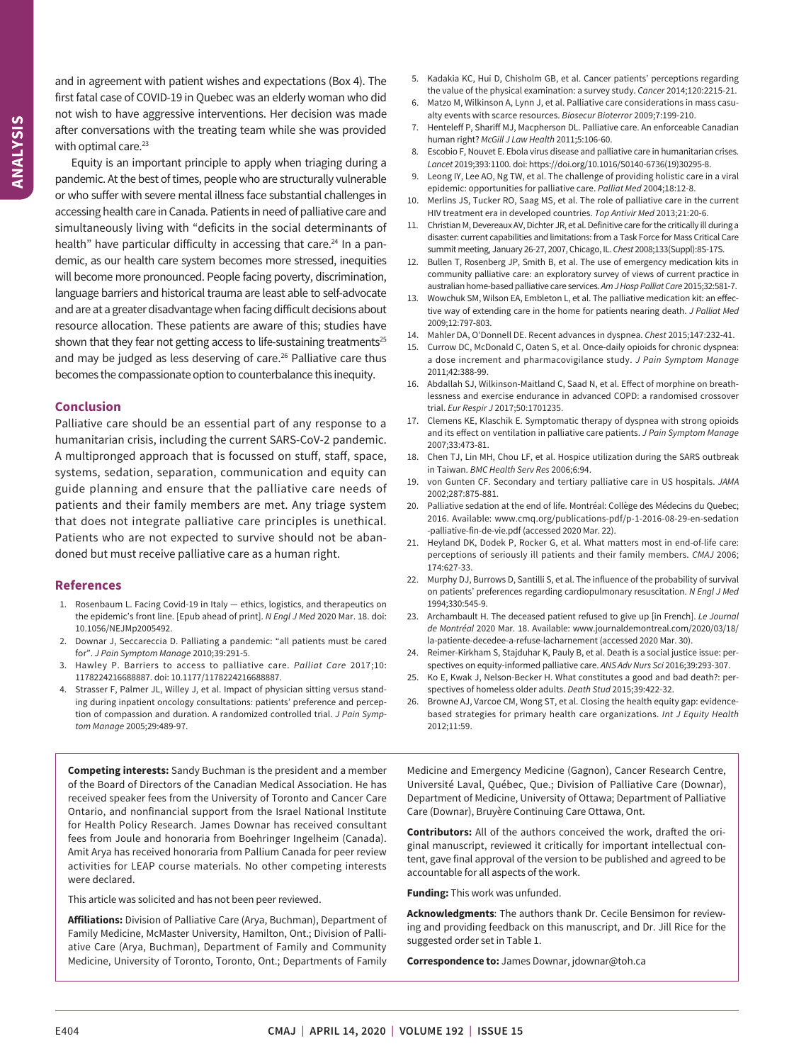and in agreement with patient wishes and expectations (Box 4). The first fatal case of COVID-19 in Quebec was an elderly woman who did not wish to have aggressive interventions. Her decision was made after conversations with the treating team while she was provided with optimal care.[23]

Equity is an important principle to apply when triaging during a pandemic. At the best of times, people who are structurally vulnerable or who suffer with severe mental illness face substantial challenges in accessing health care in Canada. Patients in need of palliative care and simultaneously living with "deficits in the social determinants of health" have particular difficulty in accessing that care.[24] In a pandemic, as our health care system becomes more stressed, inequities will become more pronounced. People facing poverty, discrimination, language barriers and historical trauma are least able to self-advocate and are at a greater disadvantage when facing difficult decisions about resource allocation. These patients are aware of this; studies have shown that they fear not getting access to life-sustaining treatments[25] and may be judged as less deserving of care.[26] Palliative care thus becomes the compassionate option to counterbalance this inequity.

## Conclusion

Palliative care should be an essential part of any response to a humanitarian crisis, including the current SARS-CoV-2 pandemic. A multipronged approach that is focussed on stuff, staff, space, systems, sedation, separation, communication and equity can guide planning and ensure that the palliative care needs of patients and their family members are met. Any triage system that does not integrate palliative care principles is unethical. Patients who are not expected to survive should not be abandoned but must receive palliative care as a human right.

## References

1. Rosenbaum L. Facing Covid-19 in Italy — ethics, logistics, and therapeutics on the epidemic's front line. [Epub ahead of print]. *N Engl J Med* 2020 Mar. 18. doi: 10.1056/NEJMp2005492.
2. Downar J, Seccareccia D. Palliating a pandemic: "all patients must be cared for". *J Pain Symptom Manage* 2010;39:291-5.
3. Hawley P. Barriers to access to palliative care. *Palliat Care* 2017;10: 1178224216688887. doi: 10.1177/1178224216688887.
4. Strasser F, Palmer JL, Willey J, et al. Impact of physician sitting versus standing during inpatient oncology consultations: patients' preference and perception of compassion and duration. A randomized controlled trial. *J Pain Symptom Manage* 2005;29:489-97.
5. Kadakia KC, Hui D, Chisholm GB, et al. Cancer patients' perceptions regarding the value of the physical examination: a survey study. *Cancer* 2014;120:2215-21.
6. Matzo M, Wilkinson A, Lynn J, et al. Palliative care considerations in mass casualty events with scarce resources. *Biosecur Bioterror* 2009;7:199-210.
7. Henteleff P, Shariff MJ, Macpherson DL. Palliative care. An enforceable Canadian human right? *McGill J Law Health* 2011;5:106-60.
8. Escobio F, Nouvet E. Ebola virus disease and palliative care in humanitarian crises. *Lancet* 2019;393:1100. doi: https://doi.org/10.1016/S0140-6736(19)30295-8.
9. Leong IY, Lee AO, Ng TW, et al. The challenge of providing holistic care in a viral epidemic: opportunities for palliative care. *Palliat Med* 2004;18:12-8.
10. Merlins JS, Tucker RO, Saag MS, et al. The role of palliative care in the current HIV treatment era in developed countries. *Top Antivir Med* 2013;21:20-6.
11. Christian M, Devereaux AV, Dichter JR, et al. Definitive care for the critically ill during a disaster: current capabilities and limitations: from a Task Force for Mass Critical Care summit meeting, January 26-27, 2007, Chicago, IL. *Chest* 2008;133(Suppl):8S-17S.
12. Bullen T, Rosenberg JP, Smith B, et al. The use of emergency medication kits in community palliative care: an exploratory survey of views of current practice in australian home-based palliative care services. *Am J Hosp Palliat Care* 2015;32:581-7.
13. Wowchuk SM, Wilson EA, Embleton L, et al. The palliative medication kit: an effective way of extending care in the home for patients nearing death. *J Palliat Med* 2009;12:797-803.
14. Mahler DA, O'Donnell DE. Recent advances in dyspnea. *Chest* 2015;147:232-41.
15. Currow DC, McDonald C, Oaten S, et al. Once-daily opioids for chronic dyspnea: a dose increment and pharmacovigilance study. *J Pain Symptom Manage* 2011;42:388-99.
16. Abdallah SJ, Wilkinson-Maitland C, Saad N, et al. Effect of morphine on breathlessness and exercise endurance in advanced COPD: a randomised crossover trial. *Eur Respir J* 2017;50:1701235.
17. Clemens KE, Klaschik E. Symptomatic therapy of dyspnea with strong opioids and its effect on ventilation in palliative care patients. *J Pain Symptom Manage* 2007;33:473-81.
18. Chen TJ, Lin MH, Chou LF, et al. Hospice utilization during the SARS outbreak in Taiwan. *BMC Health Serv Res* 2006;6:94.
19. von Gunten CF. Secondary and tertiary palliative care in US hospitals. *JAMA* 2002;287:875-881.
20. Palliative sedation at the end of life. Montréal: Collège des Médecins du Quebec; 2016. Available: www.cmq.org/publications-pdf/p-1-2016-08-29-en-sedation-palliative-fin-de-vie.pdf (accessed 2020 Mar. 22).
21. Heyland DK, Dodek P, Rocker G, et al. What matters most in end-of-life care: perceptions of seriously ill patients and their family members. *CMAJ* 2006; 174:627-33.
22. Murphy DJ, Burrows D, Santilli S, et al. The influence of the probability of survival on patients' preferences regarding cardiopulmonary resuscitation. *N Engl J Med* 1994;330:545-9.
23. Archambault H. The deceased patient refused to give up [in French]. *Le Journal de Montréal* 2020 Mar. 18. Available: www.journaldemontreal.com/2020/03/18/la-patiente-decedee-a-refuse-lacharnement (accessed 2020 Mar. 30).
24. Reimer-Kirkham S, Stajduhar K, Pauly B, et al. Death is a social justice issue: perspectives on equity-informed palliative care. *ANS Adv Nurs Sci* 2016;39:293-307.
25. Ko E, Kwak J, Nelson-Becker H. What constitutes a good and bad death?: perspectives of homeless older adults. *Death Stud* 2015;39:422-32.
26. Browne AJ, Varcoe CM, Wong ST, et al. Closing the health equity gap: evidence-based strategies for primary health care organizations. *Int J Equity Health* 2012;11:59.

**Competing interests:** Sandy Buchman is the president and a member of the Board of Directors of the Canadian Medical Association. He has received speaker fees from the University of Toronto and Cancer Care Ontario, and nonfinancial support from the Israel National Institute for Health Policy Research. James Downar has received consultant fees from Joule and honoraria from Boehringer Ingelheim (Canada). Amit Arya has received honoraria from Pallium Canada for peer review activities for LEAP course materials. No other competing interests were declared.

This article was solicited and has not been peer reviewed.

**Affiliations:** Division of Palliative Care (Arya, Buchman), Department of Family Medicine, McMaster University, Hamilton, Ont.; Division of Palliative Care (Arya, Buchman), Department of Family and Community Medicine, University of Toronto, Toronto, Ont.; Departments of Family Medicine and Emergency Medicine (Gagnon), Cancer Research Centre, Université Laval, Québec, Que.; Division of Palliative Care (Downar), Department of Medicine, University of Ottawa; Department of Palliative Care (Downar), Bruyère Continuing Care Ottawa, Ont.

**Contributors:** All of the authors conceived the work, drafted the original manuscript, reviewed it critically for important intellectual content, gave final approval of the version to be published and agreed to be accountable for all aspects of the work.

**Funding:** This work was unfunded.

**Acknowledgments**: The authors thank Dr. Cecile Bensimon for reviewing and providing feedback on this manuscript, and Dr. Jill Rice for the suggested order set in Table 1.

**Correspondence to:** James Downar, jdownar@toh.ca